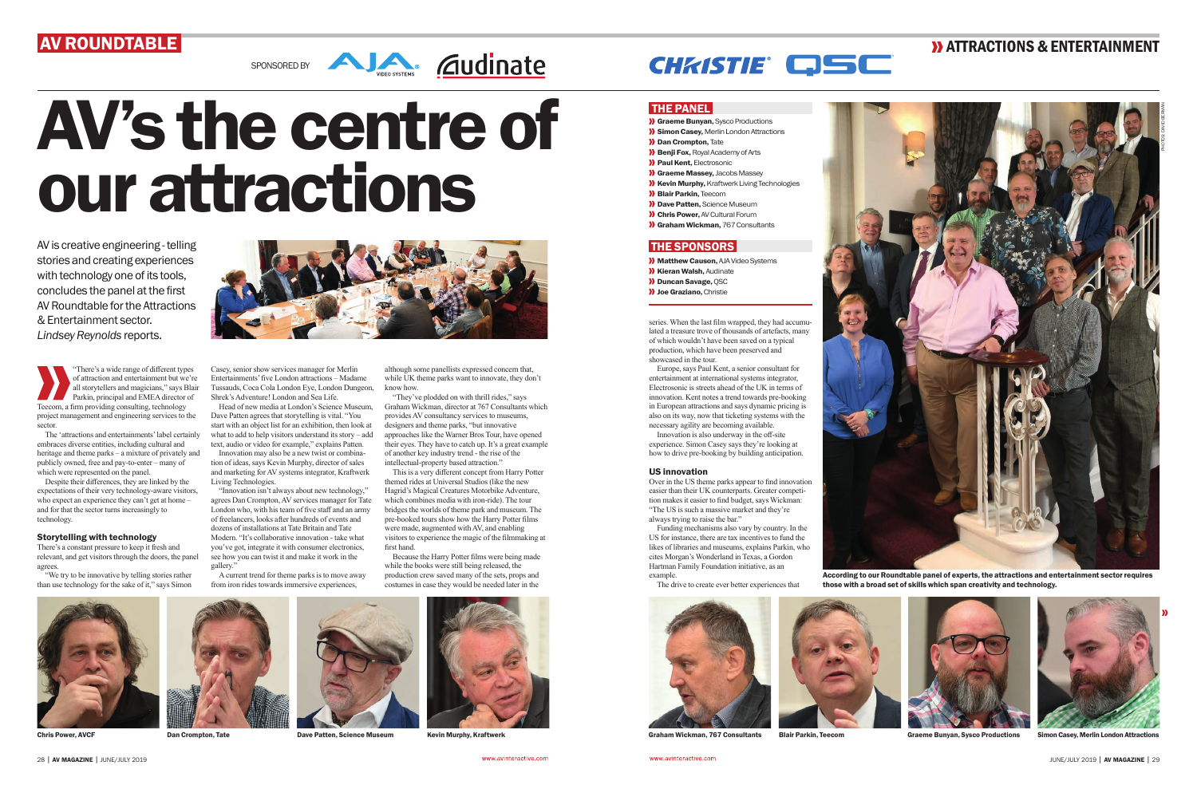AV ROUNDTABLE

SPONSORED BY AJA VIDEO SYSTEMS, Audinate, CHRISTIE, QSC

ATTRACTIONS & ENTERTAINMENT

# AV's the centre of our attractions

AV is creative engineering - telling stories and creating experiences with technology one of its tools, concludes the panel at the first AV Roundtable for the Attractions & Entertainment sector. *Lindsey Reynolds* reports.

## THE PANEL

- **Graeme Bunyan,** Sysco Productions
- **Simon Casey,** Merlin London Attractions
- **Dan Crompton,** Tate
- **Benji Fox,** Royal Academy of Arts
- **Paul Kent,** Electrosonic
- **Graeme Massey,** Jacobs Massey
- **Kevin Murphy,** Kraftwerk Living Technologies
- **Blair Parkin,** Teecom
- **Dave Patten,** Science Museum
- **Chris Power,** AV Cultural Forum
- **Graham Wickman,** 767 Consultants

## THE SPONSORS

- **Matthew Causon,** AJA Video Systems
- **Kieran Walsh,** Audinate
- **Duncan Savage,** QSC
- **Joe Graziano,** Christie

"There's a wide range of different types of attraction and entertainment but we're all storytellers and magicians," says Blair Parkin, principal and EMEA director of Teecom, a firm providing consulting, technology project management and engineering services to the sector.

The 'attractions and entertainments' label certainly embraces diverse entities, including cultural and heritage and theme parks – a mixture of privately and publicly owned, free and pay-to-enter – many of which were represented on the panel.

Despite their differences, they are linked by the expectations of their very technology-aware visitors, who expect an experience they can't get at home – and for that the sector turns increasingly to technology.

### Storytelling with technology

There's a constant pressure to keep it fresh and relevant, and get visitors through the doors, the panel agrees.

"We try to be innovative by telling stories rather than use technology for the sake of it," says Simon Casey, senior show services manager for Merlin Entertainments' five London attractions – Madame Tussauds, Coca Cola London Eye, London Dungeon, Shrek's Adventure! London and Sea Life.

Head of new media at London's Science Museum, Dave Patten agrees that storytelling is vital. "You start with an object list for an exhibition, then look at what to add to help visitors understand its story – add text, audio or video for example," explains Patten.

Innovation may also be a new twist or combination of ideas, says Kevin Murphy, director of sales and marketing for AV systems integrator, Kraftwerk Living Technologies.

"Innovation isn't always about new technology," agrees Dan Crompton, AV services manager for Tate London who, with his team of five staff and an army of freelancers, looks after hundreds of events and dozens of installations at Tate Britain and Tate Modern. "It's collaborative innovation - take what you've got, integrate it with consumer electronics, see how you can twist it and make it work in the gallery."

A current trend for theme parks is to move away from iron rides towards immersive experiences, although some panellists expressed concern that, while UK theme parks want to innovate, they don't know how.

"They've plodded on with thrill rides," says Graham Wickman, director at 767 Consultants which provides AV consultancy services to museums, designers and theme parks, "but innovative approaches like the Warner Bros Tour, have opened their eyes. They have to catch up. It's a great example of another key industry trend - the rise of the intellectual-property based attraction."

This is a very different concept from Harry Potter themed rides at Universal Studios (like the new Hagrid's Magical Creatures Motorbike Adventure, which combines media with iron-ride). The tour bridges the worlds of theme park and museum. The pre-booked tours show how the Harry Potter films were made, augmented with AV, and enabling visitors to experience the magic of the filmmaking at first hand.

Because the Harry Potter films were being made while the books were still being released, the production crew saved many of the sets, props and costumes in case they would be needed later in the series. When the last film wrapped, they had accumulated a treasure trove of thousands of artefacts, many of which wouldn't have been saved on a typical production, which have been preserved and showcased in the tour.

Europe, says Paul Kent, a senior consultant for entertainment at international systems integrator, Electrosonic is streets ahead of the UK in terms of innovation. Kent notes a trend towards pre-booking in European attractions and says dynamic pricing is also on its way, now that ticketing systems with the necessary agility are becoming available.

Innovation is also underway in the off-site experience. Simon Casey says they're looking at how to drive pre-booking by building anticipation.

### US innovation

Over in the US theme parks appear to find innovation easier than their UK counterparts. Greater competition makes it easier to find budget, says Wickman: "The US is such a massive market and they're always trying to raise the bar."

Funding mechanisms also vary by country. In the US for instance, there are tax incentives to fund the likes of libraries and museums, explains Parkin, who cites Morgan's Wonderland in Texas, a Gordon Hartman Family Foundation initiative, as an example.

The drive to create ever better experiences that

According to our Roundtable panel of experts, the attractions and entertainment sector requires those with a broad set of skills which span creativity and technology.

Chris Power, AVCF

Dan Crompton, Tate

Dave Patten, Science Museum

Kevin Murphy, Kraftwerk

Graham Wickman, 767 Consultants

Blair Parkin, Teecom

Graeme Bunyan, Sysco Productions

Simon Casey, Merlin London Attractions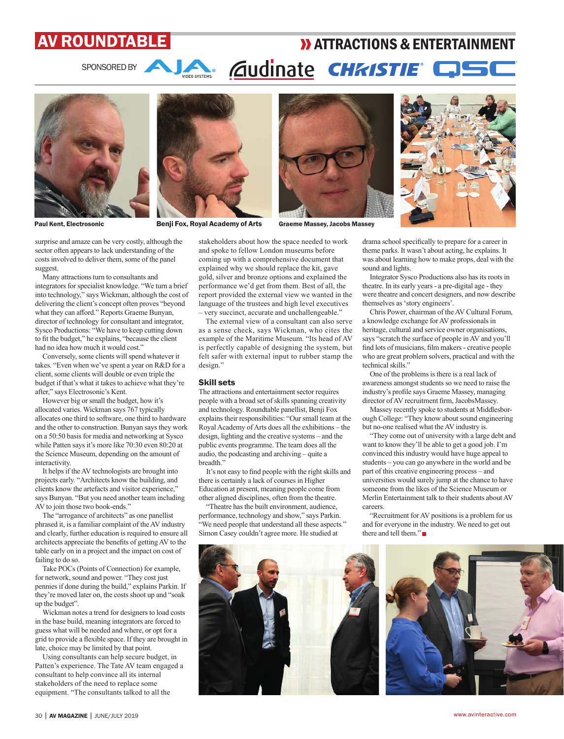# AV ROUNDTABLE

## ATTRACTIONS & ENTERTAINMENT

SPONSORED BY AJA VIDEO SYSTEMS, Audinate, CHRISTIE, QSC

**Paul Kent, Electrosonic**

**Benji Fox, Royal Academy of Arts**

**Graeme Massey, Jacobs Massey**

surprise and amaze can be very costly, although the sector often appears to lack understanding of the costs involved to deliver them, some of the panel suggest.

Many attractions turn to consultants and integrators for specialist knowledge. "We turn a brief into technology," says Wickman, although the cost of delivering the client's concept often proves "beyond what they can afford." Reports Graeme Bunyan, director of technology for consultant and integrator, Sysco Productions: "We have to keep cutting down to fit the budget," he explains, "because the client had no idea how much it would cost."

Conversely, some clients will spend whatever it takes. "Even when we've spent a year on R&D for a client, some clients will double or even triple the budget if that's what it takes to achieve what they're after," says Electrosonic's Kent.

However big or small the budget, how it's allocated varies. Wickman says 767 typically allocates one third to software, one third to hardware and the other to construction. Bunyan says they work on a 50:50 basis for media and networking at Sysco while Patten says it's more like 70:30 even 80:20 at the Science Museum, depending on the amount of interactivity.

It helps if the AV technologists are brought into projects early. "Architects know the building, and clients know the artefacts and visitor experience," says Bunyan. "But you need another team including AV to join those two book-ends."

The "arrogance of architects" as one panellist phrased it, is a familiar complaint of the AV industry and clearly, further education is required to ensure all architects appreciate the benefits of getting AV to the table early on in a project and the impact on cost of failing to do so.

Take POCs (Points of Connection) for example, for network, sound and power. "They cost just pennies if done during the build," explains Parkin. If they're moved later on, the costs shoot up and "soak up the budget".

Wickman notes a trend for designers to load costs in the base build, meaning integrators are forced to guess what will be needed and where, or opt for a grid to provide a flexible space. If they are brought in late, choice may be limited by that point.

Using consultants can help secure budget, in Patten's experience. The Tate AV team engaged a consultant to help convince all its internal stakeholders of the need to replace some equipment. "The consultants talked to all the stakeholders about how the space needed to work and spoke to fellow London museums before coming up with a comprehensive document that explained why we should replace the kit, gave gold, silver and bronze options and explained the performance we'd get from them. Best of all, the report provided the external view we wanted in the language of the trustees and high level executives – very succinct, accurate and unchallengeable."

The external view of a consultant can also serve as a sense check, says Wickman, who cites the example of the Maritime Museum. "Its head of AV is perfectly capable of designing the system, but felt safer with external input to rubber stamp the design."

### Skill sets

The attractions and entertainment sector requires people with a broad set of skills spanning creativity and technology. Roundtable panellist, Benji Fox explains their responsibilities: "Our small team at the Royal Academy of Arts does all the exhibitions – the design, lighting and the creative systems – and the public events programme. The team does all the audio, the podcasting and archiving – quite a breadth."

It's not easy to find people with the right skills and there is certainly a lack of courses in Higher Education at present, meaning people come from other aligned disciplines, often from the theatre.

"Theatre has the built environment, audience, performance, technology and show," says Parkin. "We need people that understand all these aspects." Simon Casey couldn't agree more. He studied at drama school specifically to prepare for a career in theme parks. It wasn't about acting, he explains. It was about learning how to make props, deal with the sound and lights.

Integrator Sysco Productions also has its roots in theatre. In its early years - a pre-digital age - they were theatre and concert designers, and now describe themselves as 'story engineers'.

Chris Power, chairman of the AV Cultural Forum, a knowledge exchange for AV professionals in heritage, cultural and service owner organisations, says "scratch the surface of people in AV and you'll find lots of musicians, film makers - creative people who are great problem solvers, practical and with the technical skills."

One of the problems is there is a real lack of awareness amongst students so we need to raise the industry's profile says Graeme Massey, managing director of AV recruitment firm, JacobsMassey.

Massey recently spoke to students at Middlesborough College: "They know about sound engineering but no-one realised what the AV industry is.

"They come out of university with a large debt and want to know they'll be able to get a good job. I'm convinced this industry would have huge appeal to students – you can go anywhere in the world and be part of this creative engineering process – and universities would surely jump at the chance to have someone from the likes of the Science Museum or Merlin Entertainment talk to their students about AV careers.

"Recruitment for AV positions is a problem for us and for everyone in the industry. We need to get out there and tell them."